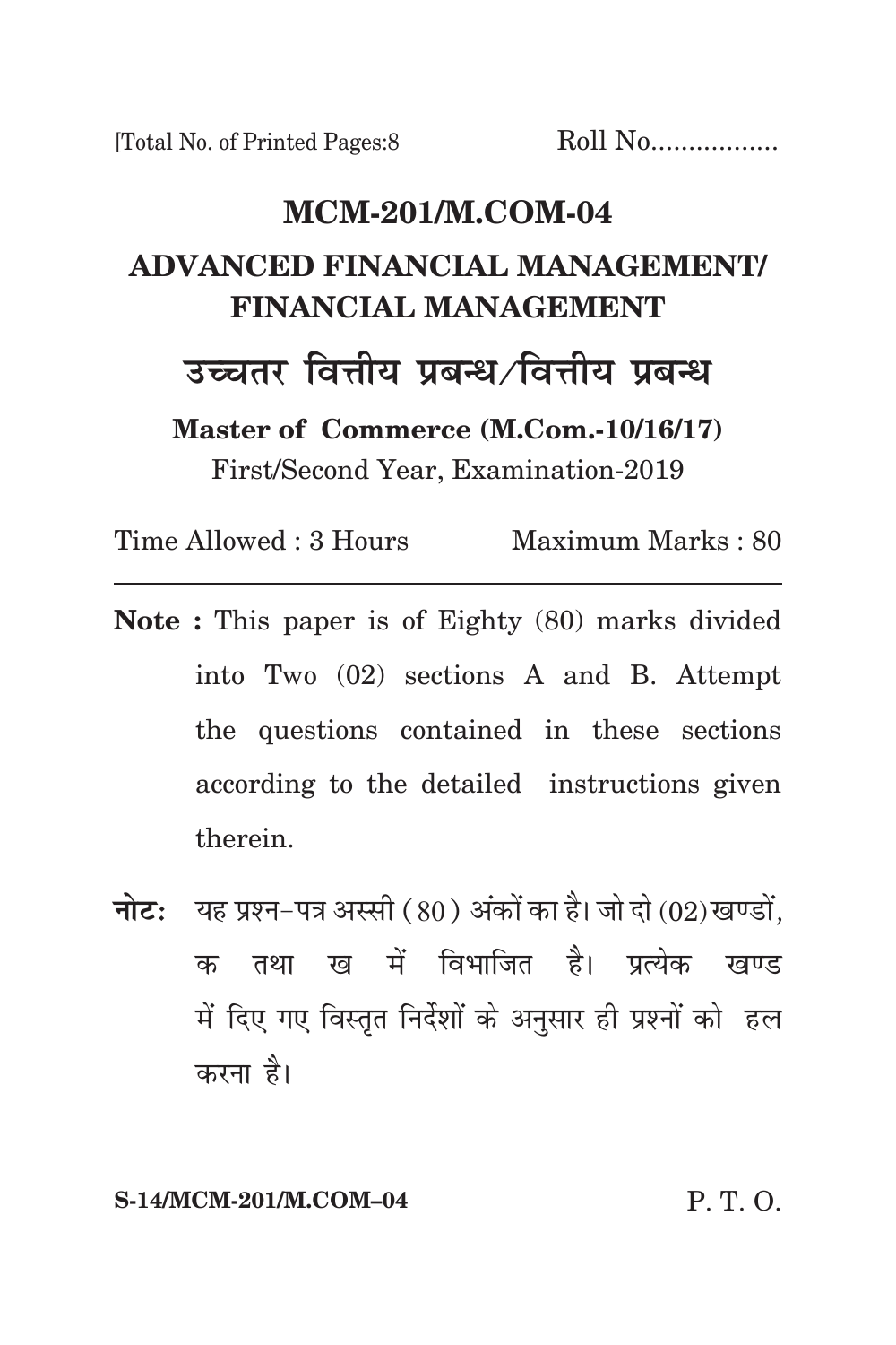[Total No. of Printed Pages:8 Roll No.................

# MCM-201/M.COM-04

## ADVANCED FINANCIAL MANAGEMENT/ FINANCIAL MANAGEMENT

## उच्चतर वित्तीय प्रबन्ध/वित्तीय प्रबन्ध

**Master of Commerce (M.Com.-10/16/17)**

First/Second Year, Examination-2019

Time Allowed : 3 Hours Maximum Marks : 80

---

**Note :** This paper is of Eighty (80) marks divided into Two (02) sections A and B. Attempt the questions contained in these sections according to the detailed instructions given therein.

**नोटः** यह प्रश्न–पत्र अस्सी (80) अंकों का है। जो दो (02) खण्डों, क तथा ख में विभाजित है। प्रत्येक खण्ड में दिए गए विस्तृत निर्देशों के अनुसार ही प्रश्नों को हल करना है।

**S-14/MCM-201/M.COM–04** P. T. O.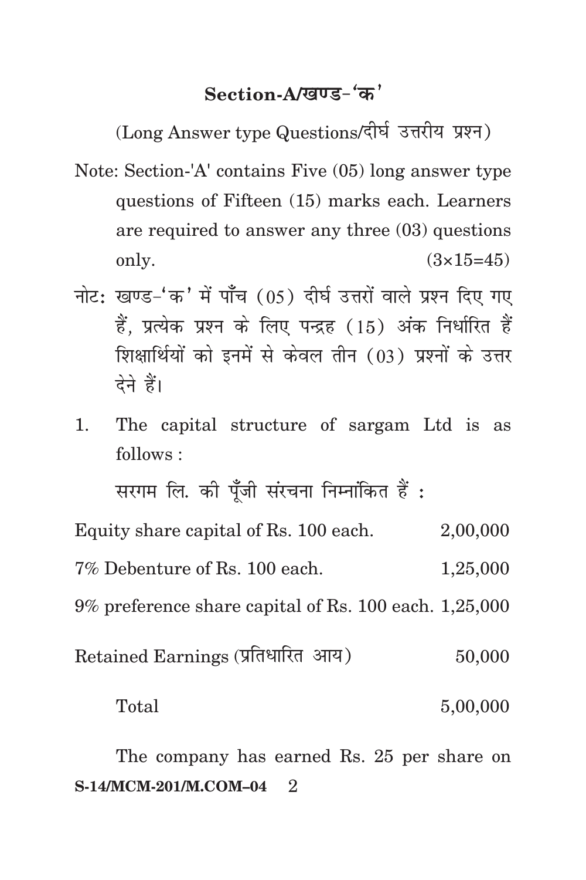## Section-A/खण्ड-'क'

(Long Answer type Questions/दीर्घ उत्तरीय प्रश्न)

Note: Section-'A' contains Five (05) long answer type questions of Fifteen (15) marks each. Learners are required to answer any three (03) questions only. (3×15=45)

नोट: खण्ड-'क' में पाँच (05) दीर्घ उत्तरों वाले प्रश्न दिए गए हैं, प्रत्येक प्रश्न के लिए पन्द्रह (15) अंक निर्धारित हैं शिक्षार्थियों को इनमें से केवल तीन (03) प्रश्नों के उत्तर देने हैं।

1. The capital structure of sargam Ltd is as follows :

   सरगम लि. की पूँजी संरचना निम्नांकित हैं :

| | |
|---|---|
| Equity share capital of Rs. 100 each. | 2,00,000 |
| 7% Debenture of Rs. 100 each. | 1,25,000 |
| 9% preference share capital of Rs. 100 each. | 1,25,000 |
| Retained Earnings (प्रतिधारित आय) | 50,000 |
| Total | 5,00,000 |

   The company has earned Rs. 25 per share on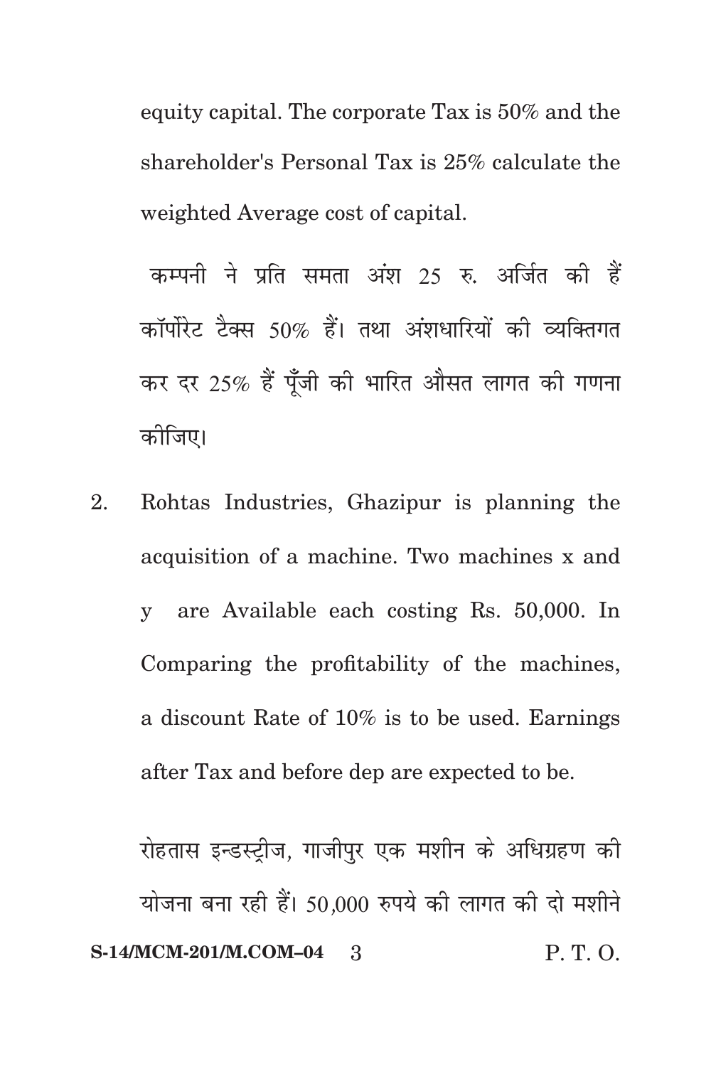equity capital. The corporate Tax is 50% and the shareholder's Personal Tax is 25% calculate the weighted Average cost of capital.

कम्पनी ने प्रति समता अंश 25 रु. अर्जित की हैं कॉर्पोरेट टैक्स 50% हैं। तथा अंशधारियों की व्यक्तिगत कर दर 25% हैं पूँजी की भारित औसत लागत की गणना कीजिए।

2. Rohtas Industries, Ghazipur is planning the acquisition of a machine. Two machines x and y are Available each costing Rs. 50,000. In Comparing the profitability of the machines, a discount Rate of 10% is to be used. Earnings after Tax and before dep are expected to be.

रोहतास इन्डस्ट्रीज, गाजीपुर एक मशीन के अधिग्रहण की योजना बना रही हैं। 50,000 रुपये की लागत की दो मशीने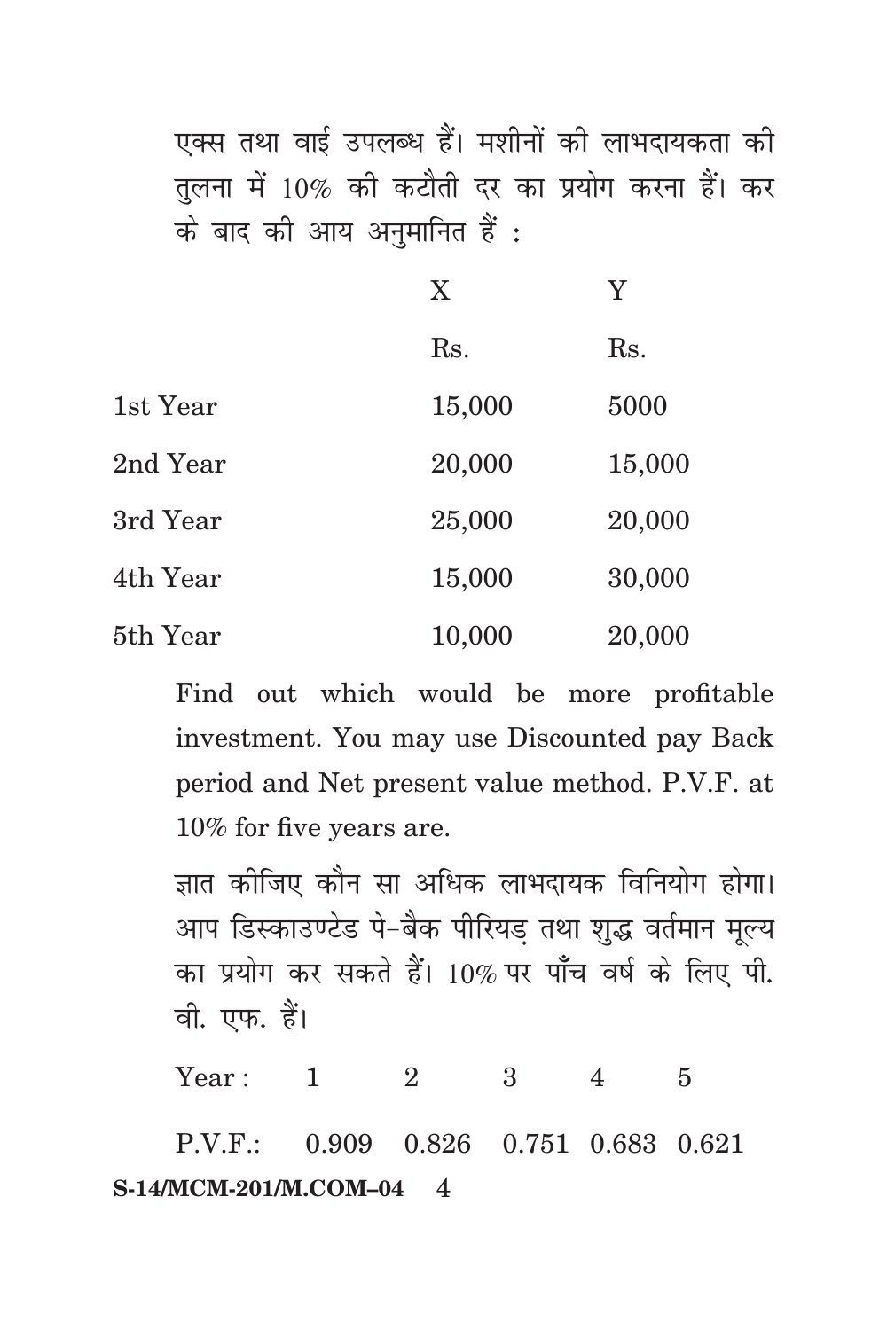एक्स तथा वाई उपलब्ध हैं। मशीनों की लाभदायकता की तुलना में 10% की कटौती दर का प्रयोग करना हैं। कर के बाद की आय अनुमानित हैं :

| | X | Y |
|---|---|---|
| | Rs. | Rs. |
| 1st Year | 15,000 | 5000 |
| 2nd Year | 20,000 | 15,000 |
| 3rd Year | 25,000 | 20,000 |
| 4th Year | 15,000 | 30,000 |
| 5th Year | 10,000 | 20,000 |

Find out which would be more profitable investment. You may use Discounted pay Back period and Net present value method. P.V.F. at 10% for five years are.

ज्ञात कीजिए कौन सा अधिक लाभदायक विनियोग होगा। आप डिस्काउण्टेड पे-बैक पीरियड् तथा शुद्ध वर्तमान मूल्य का प्रयोग कर सकते हैं। 10% पर पाँच वर्ष के लिए पी. वी. एफ. हैं।

| Year : | 1 | 2 | 3 | 4 | 5 |
|---|---|---|---|---|---|
| P.V.F.: | 0.909 | 0.826 | 0.751 | 0.683 | 0.621 |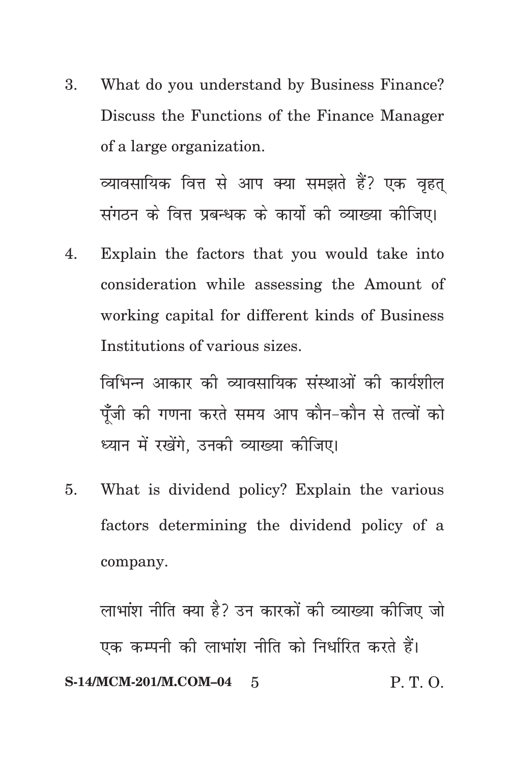3. What do you understand by Business Finance? Discuss the Functions of the Finance Manager of a large organization.

   व्यावसायिक वित्त से आप क्या समझते हैं? एक वृहत् संगठन के वित्त प्रबन्धक के कार्यो की व्याख्या कीजिए।

4. Explain the factors that you would take into consideration while assessing the Amount of working capital for different kinds of Business Institutions of various sizes.

   विभिन्न आकार की व्यावसायिक संस्थाओं की कार्यशील पूँजी की गणना करते समय आप कौन-कौन से तत्वों को ध्यान में रखेंगे, उनकी व्याख्या कीजिए।

5. What is dividend policy? Explain the various factors determining the dividend policy of a company.

   लाभांश नीति क्या है? उन कारकों की व्याख्या कीजिए जो एक कम्पनी की लाभांश नीति को निर्धारित करते हैं।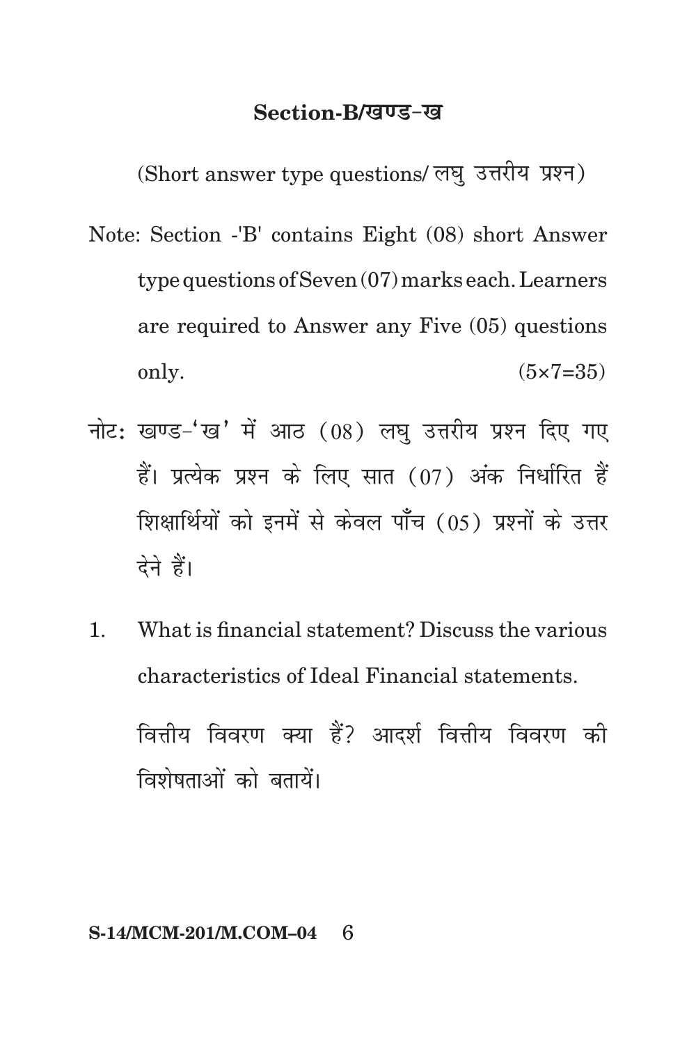## Section-B/खण्ड-ख

(Short answer type questions/ लघु उत्तरीय प्रश्न)

Note: Section -'B' contains Eight (08) short Answer type questions of Seven (07) marks each. Learners are required to Answer any Five (05) questions only. (5×7=35)

नोट: खण्ड-'ख' में आठ (08) लघु उत्तरीय प्रश्न दिए गए हैं। प्रत्येक प्रश्न के लिए सात (07) अंक निर्धारित हैं शिक्षार्थियों को इनमें से केवल पाँच (05) प्रश्नों के उत्तर देने हैं।

1. What is financial statement? Discuss the various characteristics of Ideal Financial statements.

   वित्तीय विवरण क्या हैं? आदर्श वित्तीय विवरण की विशेषताओं को बतायें।

S-14/MCM-201/M.COM–04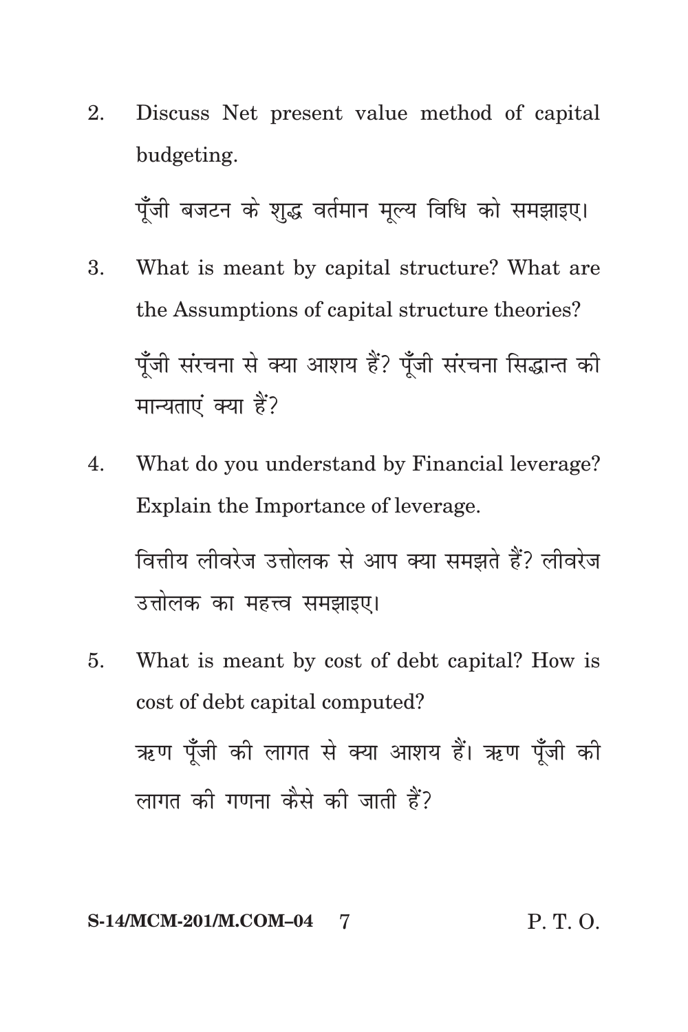2. Discuss Net present value method of capital budgeting.

   पूँजी बजटन के शुद्ध वर्तमान मूल्य विधि को समझाइए।

3. What is meant by capital structure? What are the Assumptions of capital structure theories?

   पूँजी संरचना से क्या आशय हैं? पूँजी संरचना सिद्धान्त की मान्यताएं क्या हैं?

4. What do you understand by Financial leverage? Explain the Importance of leverage.

   वित्तीय लीवरेज उत्तोलक से आप क्या समझते हैं? लीवरेज उत्तोलक का महत्त्व समझाइए।

5. What is meant by cost of debt capital? How is cost of debt capital computed?

   ऋण पूँजी की लागत से क्या आशय हैं। ऋण पूँजी की लागत की गणना कैसे की जाती हैं?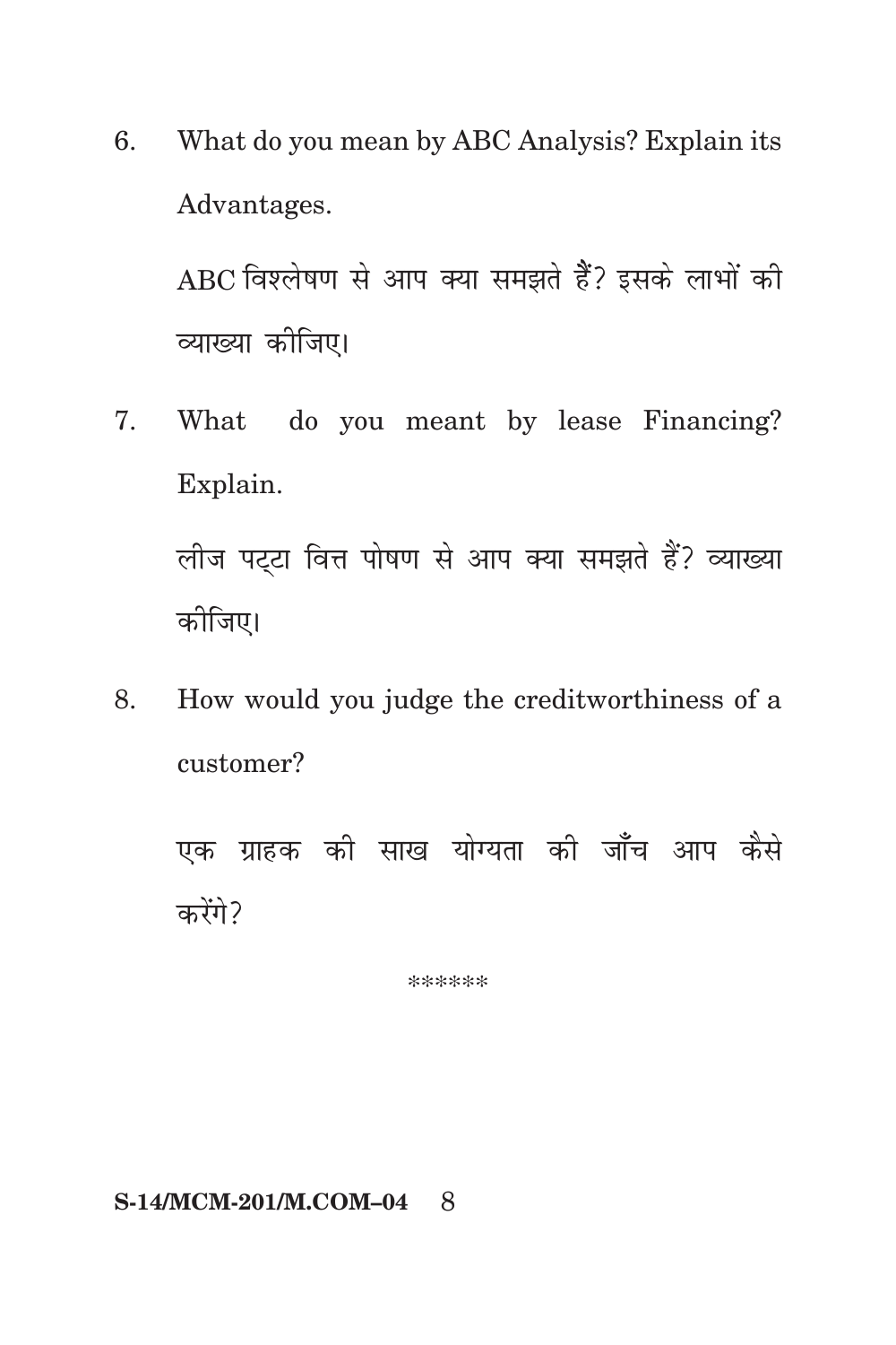6. What do you mean by ABC Analysis? Explain its Advantages.

   ABC विश्लेषण से आप क्या समझते हैं? इसके लाभों की व्याख्या कीजिए।

7. What do you meant by lease Financing? Explain.

   लीज पट्टा वित्त पोषण से आप क्या समझते हैं? व्याख्या कीजिए।

8. How would you judge the creditworthiness of a customer?

   एक ग्राहक की साख योग्यता की जाँच आप कैसे करेंगे?

******

S-14/MCM-201/M.COM–04